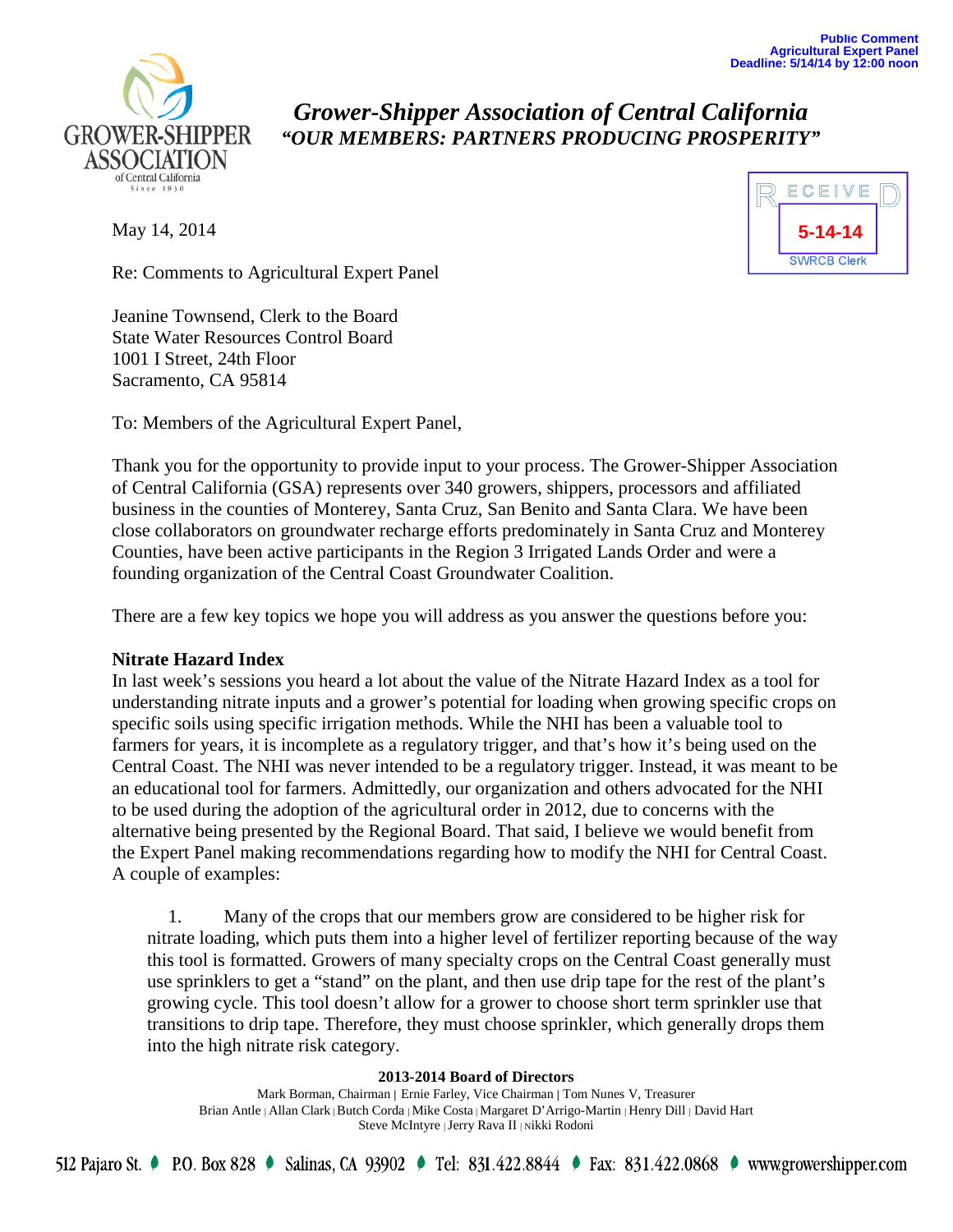Public Comment
Agricultural Expert Panel
Deadline: 5/14/14 by 12:00 noon

# Grower-Shipper Association of Central California

***"OUR MEMBERS: PARTNERS PRODUCING PROSPERITY"***

RECEIVED
5-14-14
SWRCB Clerk

May 14, 2014

Re: Comments to Agricultural Expert Panel

Jeanine Townsend, Clerk to the Board
State Water Resources Control Board
1001 I Street, 24th Floor
Sacramento, CA 95814

To: Members of the Agricultural Expert Panel,

Thank you for the opportunity to provide input to your process. The Grower-Shipper Association of Central California (GSA) represents over 340 growers, shippers, processors and affiliated business in the counties of Monterey, Santa Cruz, San Benito and Santa Clara. We have been close collaborators on groundwater recharge efforts predominately in Santa Cruz and Monterey Counties, have been active participants in the Region 3 Irrigated Lands Order and were a founding organization of the Central Coast Groundwater Coalition.

There are a few key topics we hope you will address as you answer the questions before you:

**Nitrate Hazard Index**

In last week's sessions you heard a lot about the value of the Nitrate Hazard Index as a tool for understanding nitrate inputs and a grower's potential for loading when growing specific crops on specific soils using specific irrigation methods. While the NHI has been a valuable tool to farmers for years, it is incomplete as a regulatory trigger, and that's how it's being used on the Central Coast. The NHI was never intended to be a regulatory trigger. Instead, it was meant to be an educational tool for farmers. Admittedly, our organization and others advocated for the NHI to be used during the adoption of the agricultural order in 2012, due to concerns with the alternative being presented by the Regional Board. That said, I believe we would benefit from the Expert Panel making recommendations regarding how to modify the NHI for Central Coast. A couple of examples:

1. Many of the crops that our members grow are considered to be higher risk for nitrate loading, which puts them into a higher level of fertilizer reporting because of the way this tool is formatted. Growers of many specialty crops on the Central Coast generally must use sprinklers to get a "stand" on the plant, and then use drip tape for the rest of the plant's growing cycle. This tool doesn't allow for a grower to choose short term sprinkler use that transitions to drip tape. Therefore, they must choose sprinkler, which generally drops them into the high nitrate risk category.

**2013-2014 Board of Directors**

Mark Borman, Chairman | Ernie Farley, Vice Chairman | Tom Nunes V, Treasurer
Brian Antle | Allan Clark | Butch Corda | Mike Costa | Margaret D'Arrigo-Martin | Henry Dill | David Hart
Steve McIntyre | Jerry Rava II | Nikki Rodoni

512 Pajaro St. • P.O. Box 828 • Salinas, CA 93902 • Tel: 831.422.8844 • Fax: 831.422.0868 • www.growershipper.com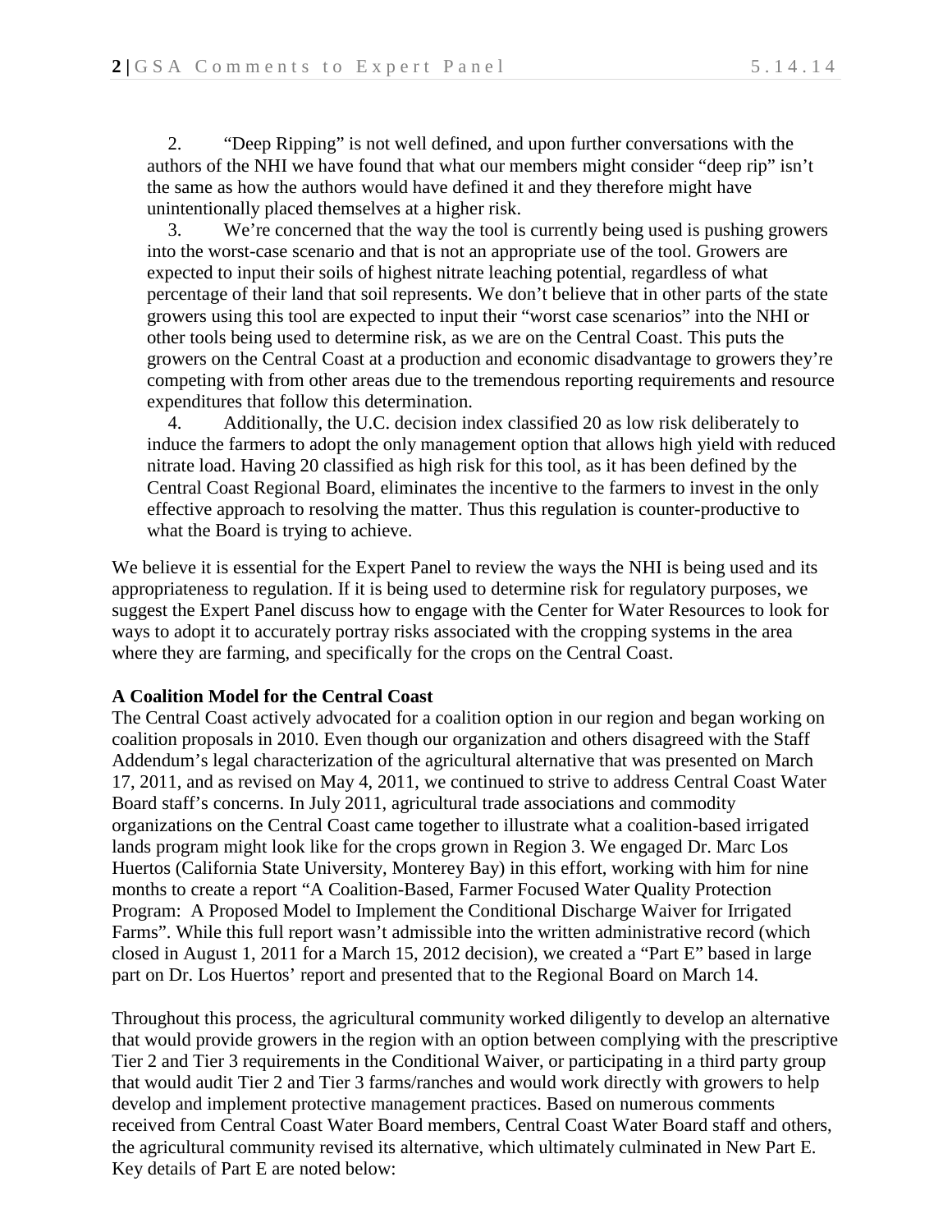2. "Deep Ripping" is not well defined, and upon further conversations with the authors of the NHI we have found that what our members might consider "deep rip" isn't the same as how the authors would have defined it and they therefore might have unintentionally placed themselves at a higher risk.
3. We're concerned that the way the tool is currently being used is pushing growers into the worst-case scenario and that is not an appropriate use of the tool. Growers are expected to input their soils of highest nitrate leaching potential, regardless of what percentage of their land that soil represents. We don't believe that in other parts of the state growers using this tool are expected to input their "worst case scenarios" into the NHI or other tools being used to determine risk, as we are on the Central Coast. This puts the growers on the Central Coast at a production and economic disadvantage to growers they're competing with from other areas due to the tremendous reporting requirements and resource expenditures that follow this determination.
4. Additionally, the U.C. decision index classified 20 as low risk deliberately to induce the farmers to adopt the only management option that allows high yield with reduced nitrate load. Having 20 classified as high risk for this tool, as it has been defined by the Central Coast Regional Board, eliminates the incentive to the farmers to invest in the only effective approach to resolving the matter. Thus this regulation is counter-productive to what the Board is trying to achieve.

We believe it is essential for the Expert Panel to review the ways the NHI is being used and its appropriateness to regulation. If it is being used to determine risk for regulatory purposes, we suggest the Expert Panel discuss how to engage with the Center for Water Resources to look for ways to adopt it to accurately portray risks associated with the cropping systems in the area where they are farming, and specifically for the crops on the Central Coast.

**A Coalition Model for the Central Coast**

The Central Coast actively advocated for a coalition option in our region and began working on coalition proposals in 2010. Even though our organization and others disagreed with the Staff Addendum's legal characterization of the agricultural alternative that was presented on March 17, 2011, and as revised on May 4, 2011, we continued to strive to address Central Coast Water Board staff's concerns. In July 2011, agricultural trade associations and commodity organizations on the Central Coast came together to illustrate what a coalition-based irrigated lands program might look like for the crops grown in Region 3. We engaged Dr. Marc Los Huertos (California State University, Monterey Bay) in this effort, working with him for nine months to create a report "A Coalition-Based, Farmer Focused Water Quality Protection Program: A Proposed Model to Implement the Conditional Discharge Waiver for Irrigated Farms". While this full report wasn't admissible into the written administrative record (which closed in August 1, 2011 for a March 15, 2012 decision), we created a "Part E" based in large part on Dr. Los Huertos' report and presented that to the Regional Board on March 14.

Throughout this process, the agricultural community worked diligently to develop an alternative that would provide growers in the region with an option between complying with the prescriptive Tier 2 and Tier 3 requirements in the Conditional Waiver, or participating in a third party group that would audit Tier 2 and Tier 3 farms/ranches and would work directly with growers to help develop and implement protective management practices. Based on numerous comments received from Central Coast Water Board members, Central Coast Water Board staff and others, the agricultural community revised its alternative, which ultimately culminated in New Part E. Key details of Part E are noted below: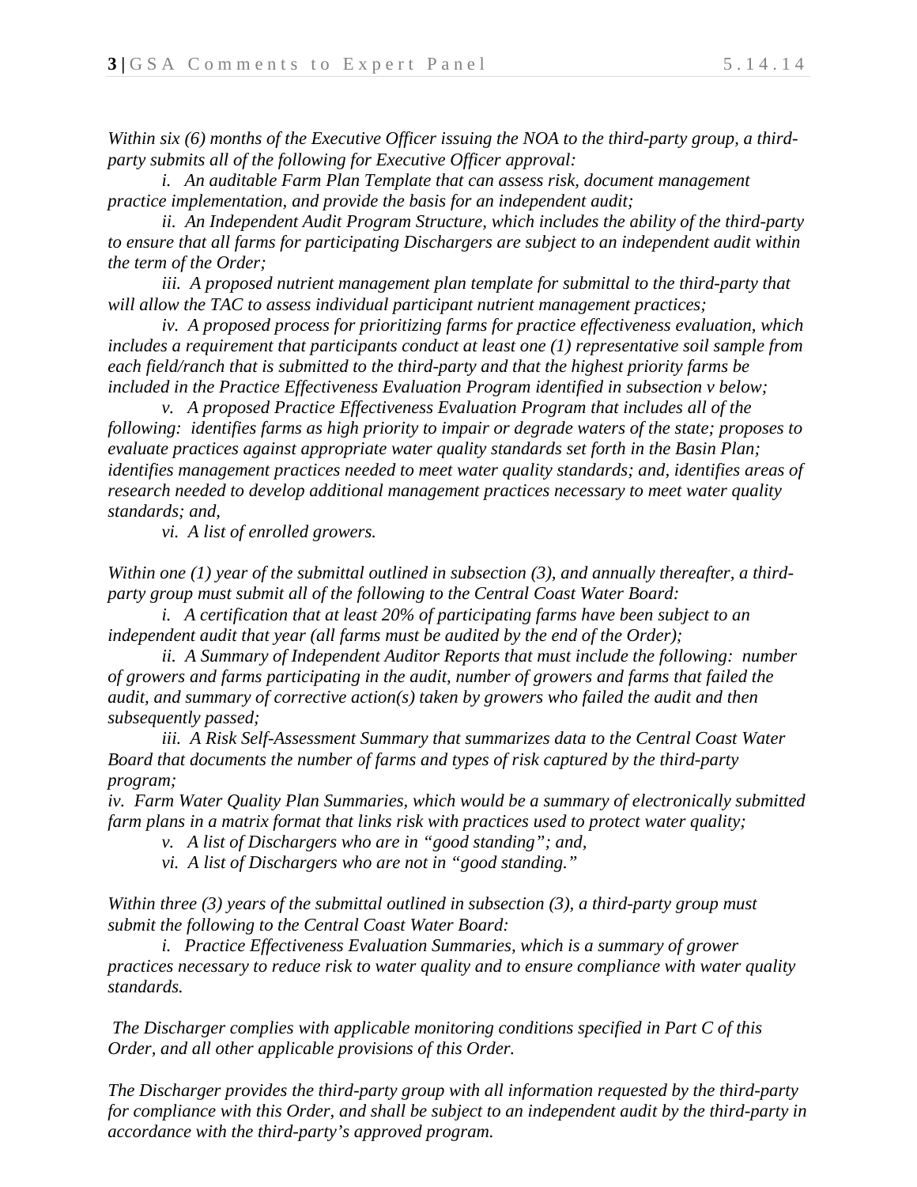*Within six (6) months of the Executive Officer issuing the NOA to the third-party group, a third-party submits all of the following for Executive Officer approval:*

*i. An auditable Farm Plan Template that can assess risk, document management practice implementation, and provide the basis for an independent audit;*

*ii. An Independent Audit Program Structure, which includes the ability of the third-party to ensure that all farms for participating Dischargers are subject to an independent audit within the term of the Order;*

*iii. A proposed nutrient management plan template for submittal to the third-party that will allow the TAC to assess individual participant nutrient management practices;*

*iv. A proposed process for prioritizing farms for practice effectiveness evaluation, which includes a requirement that participants conduct at least one (1) representative soil sample from each field/ranch that is submitted to the third-party and that the highest priority farms be included in the Practice Effectiveness Evaluation Program identified in subsection v below;*

*v. A proposed Practice Effectiveness Evaluation Program that includes all of the following: identifies farms as high priority to impair or degrade waters of the state; proposes to evaluate practices against appropriate water quality standards set forth in the Basin Plan; identifies management practices needed to meet water quality standards; and, identifies areas of research needed to develop additional management practices necessary to meet water quality standards; and,*

*vi. A list of enrolled growers.*

*Within one (1) year of the submittal outlined in subsection (3), and annually thereafter, a third-party group must submit all of the following to the Central Coast Water Board:*

*i. A certification that at least 20% of participating farms have been subject to an independent audit that year (all farms must be audited by the end of the Order);*

*ii. A Summary of Independent Auditor Reports that must include the following: number of growers and farms participating in the audit, number of growers and farms that failed the audit, and summary of corrective action(s) taken by growers who failed the audit and then subsequently passed;*

*iii. A Risk Self-Assessment Summary that summarizes data to the Central Coast Water Board that documents the number of farms and types of risk captured by the third-party program;*

*iv. Farm Water Quality Plan Summaries, which would be a summary of electronically submitted farm plans in a matrix format that links risk with practices used to protect water quality;*

*v. A list of Dischargers who are in "good standing"; and,*

*vi. A list of Dischargers who are not in "good standing."*

*Within three (3) years of the submittal outlined in subsection (3), a third-party group must submit the following to the Central Coast Water Board:*

*i. Practice Effectiveness Evaluation Summaries, which is a summary of grower practices necessary to reduce risk to water quality and to ensure compliance with water quality standards.*

*The Discharger complies with applicable monitoring conditions specified in Part C of this Order, and all other applicable provisions of this Order.*

*The Discharger provides the third-party group with all information requested by the third-party for compliance with this Order, and shall be subject to an independent audit by the third-party in accordance with the third-party's approved program.*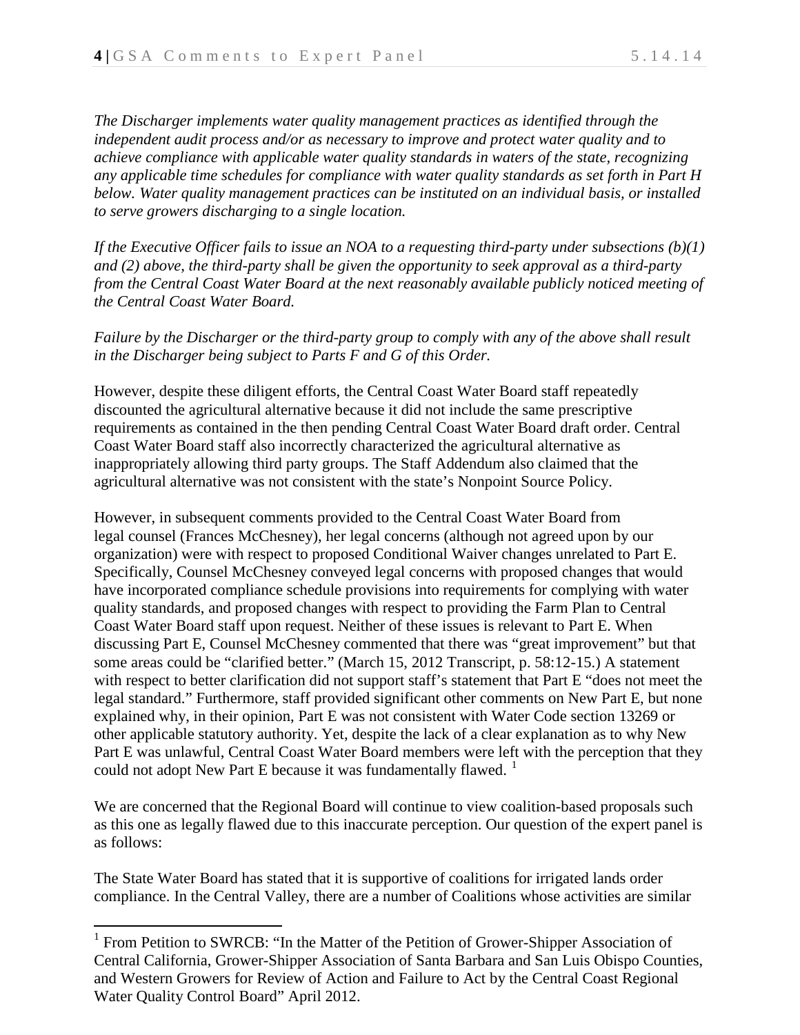*The Discharger implements water quality management practices as identified through the independent audit process and/or as necessary to improve and protect water quality and to achieve compliance with applicable water quality standards in waters of the state, recognizing any applicable time schedules for compliance with water quality standards as set forth in Part H below. Water quality management practices can be instituted on an individual basis, or installed to serve growers discharging to a single location.*

*If the Executive Officer fails to issue an NOA to a requesting third-party under subsections (b)(1) and (2) above, the third-party shall be given the opportunity to seek approval as a third-party from the Central Coast Water Board at the next reasonably available publicly noticed meeting of the Central Coast Water Board.*

*Failure by the Discharger or the third-party group to comply with any of the above shall result in the Discharger being subject to Parts F and G of this Order.*

However, despite these diligent efforts, the Central Coast Water Board staff repeatedly discounted the agricultural alternative because it did not include the same prescriptive requirements as contained in the then pending Central Coast Water Board draft order. Central Coast Water Board staff also incorrectly characterized the agricultural alternative as inappropriately allowing third party groups. The Staff Addendum also claimed that the agricultural alternative was not consistent with the state's Nonpoint Source Policy.

However, in subsequent comments provided to the Central Coast Water Board from legal counsel (Frances McChesney), her legal concerns (although not agreed upon by our organization) were with respect to proposed Conditional Waiver changes unrelated to Part E. Specifically, Counsel McChesney conveyed legal concerns with proposed changes that would have incorporated compliance schedule provisions into requirements for complying with water quality standards, and proposed changes with respect to providing the Farm Plan to Central Coast Water Board staff upon request. Neither of these issues is relevant to Part E. When discussing Part E, Counsel McChesney commented that there was "great improvement" but that some areas could be "clarified better." (March 15, 2012 Transcript, p. 58:12-15.) A statement with respect to better clarification did not support staff's statement that Part E "does not meet the legal standard." Furthermore, staff provided significant other comments on New Part E, but none explained why, in their opinion, Part E was not consistent with Water Code section 13269 or other applicable statutory authority. Yet, despite the lack of a clear explanation as to why New Part E was unlawful, Central Coast Water Board members were left with the perception that they could not adopt New Part E because it was fundamentally flawed. [1]

We are concerned that the Regional Board will continue to view coalition-based proposals such as this one as legally flawed due to this inaccurate perception. Our question of the expert panel is as follows:

The State Water Board has stated that it is supportive of coalitions for irrigated lands order compliance. In the Central Valley, there are a number of Coalitions whose activities are similar

[1] From Petition to SWRCB: "In the Matter of the Petition of Grower-Shipper Association of Central California, Grower-Shipper Association of Santa Barbara and San Luis Obispo Counties, and Western Growers for Review of Action and Failure to Act by the Central Coast Regional Water Quality Control Board" April 2012.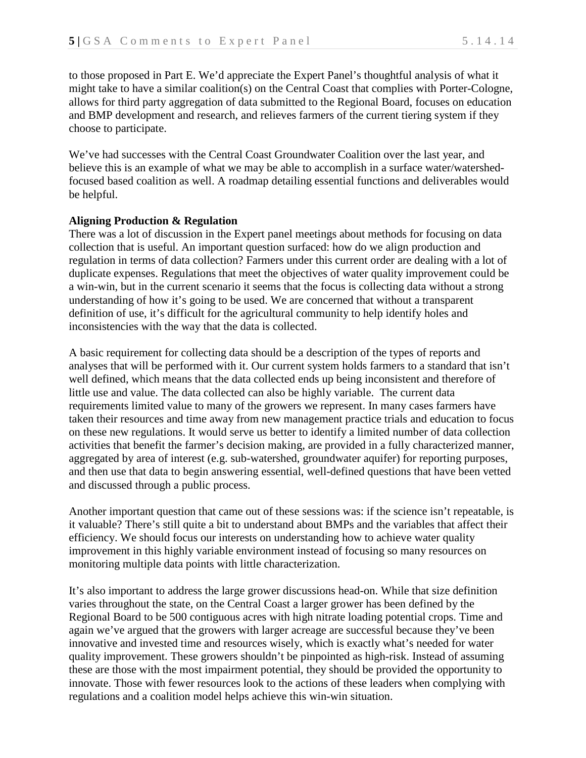to those proposed in Part E. We'd appreciate the Expert Panel's thoughtful analysis of what it might take to have a similar coalition(s) on the Central Coast that complies with Porter-Cologne, allows for third party aggregation of data submitted to the Regional Board, focuses on education and BMP development and research, and relieves farmers of the current tiering system if they choose to participate.

We've had successes with the Central Coast Groundwater Coalition over the last year, and believe this is an example of what we may be able to accomplish in a surface water/watershed-focused based coalition as well. A roadmap detailing essential functions and deliverables would be helpful.

**Aligning Production & Regulation**

There was a lot of discussion in the Expert panel meetings about methods for focusing on data collection that is useful. An important question surfaced: how do we align production and regulation in terms of data collection? Farmers under this current order are dealing with a lot of duplicate expenses. Regulations that meet the objectives of water quality improvement could be a win-win, but in the current scenario it seems that the focus is collecting data without a strong understanding of how it's going to be used. We are concerned that without a transparent definition of use, it's difficult for the agricultural community to help identify holes and inconsistencies with the way that the data is collected.

A basic requirement for collecting data should be a description of the types of reports and analyses that will be performed with it. Our current system holds farmers to a standard that isn't well defined, which means that the data collected ends up being inconsistent and therefore of little use and value. The data collected can also be highly variable. The current data requirements limited value to many of the growers we represent. In many cases farmers have taken their resources and time away from new management practice trials and education to focus on these new regulations. It would serve us better to identify a limited number of data collection activities that benefit the farmer's decision making, are provided in a fully characterized manner, aggregated by area of interest (e.g. sub-watershed, groundwater aquifer) for reporting purposes, and then use that data to begin answering essential, well-defined questions that have been vetted and discussed through a public process.

Another important question that came out of these sessions was: if the science isn't repeatable, is it valuable? There's still quite a bit to understand about BMPs and the variables that affect their efficiency. We should focus our interests on understanding how to achieve water quality improvement in this highly variable environment instead of focusing so many resources on monitoring multiple data points with little characterization.

It's also important to address the large grower discussions head-on. While that size definition varies throughout the state, on the Central Coast a larger grower has been defined by the Regional Board to be 500 contiguous acres with high nitrate loading potential crops. Time and again we've argued that the growers with larger acreage are successful because they've been innovative and invested time and resources wisely, which is exactly what's needed for water quality improvement. These growers shouldn't be pinpointed as high-risk. Instead of assuming these are those with the most impairment potential, they should be provided the opportunity to innovate. Those with fewer resources look to the actions of these leaders when complying with regulations and a coalition model helps achieve this win-win situation.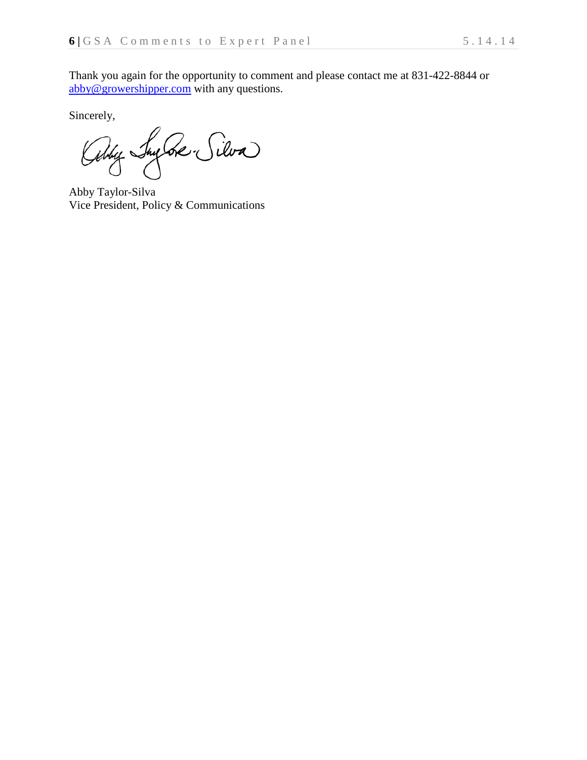Thank you again for the opportunity to comment and please contact me at 831-422-8844 or abby@growershipper.com with any questions.

Sincerely,

Abby Taylor-Silva
Vice President, Policy & Communications